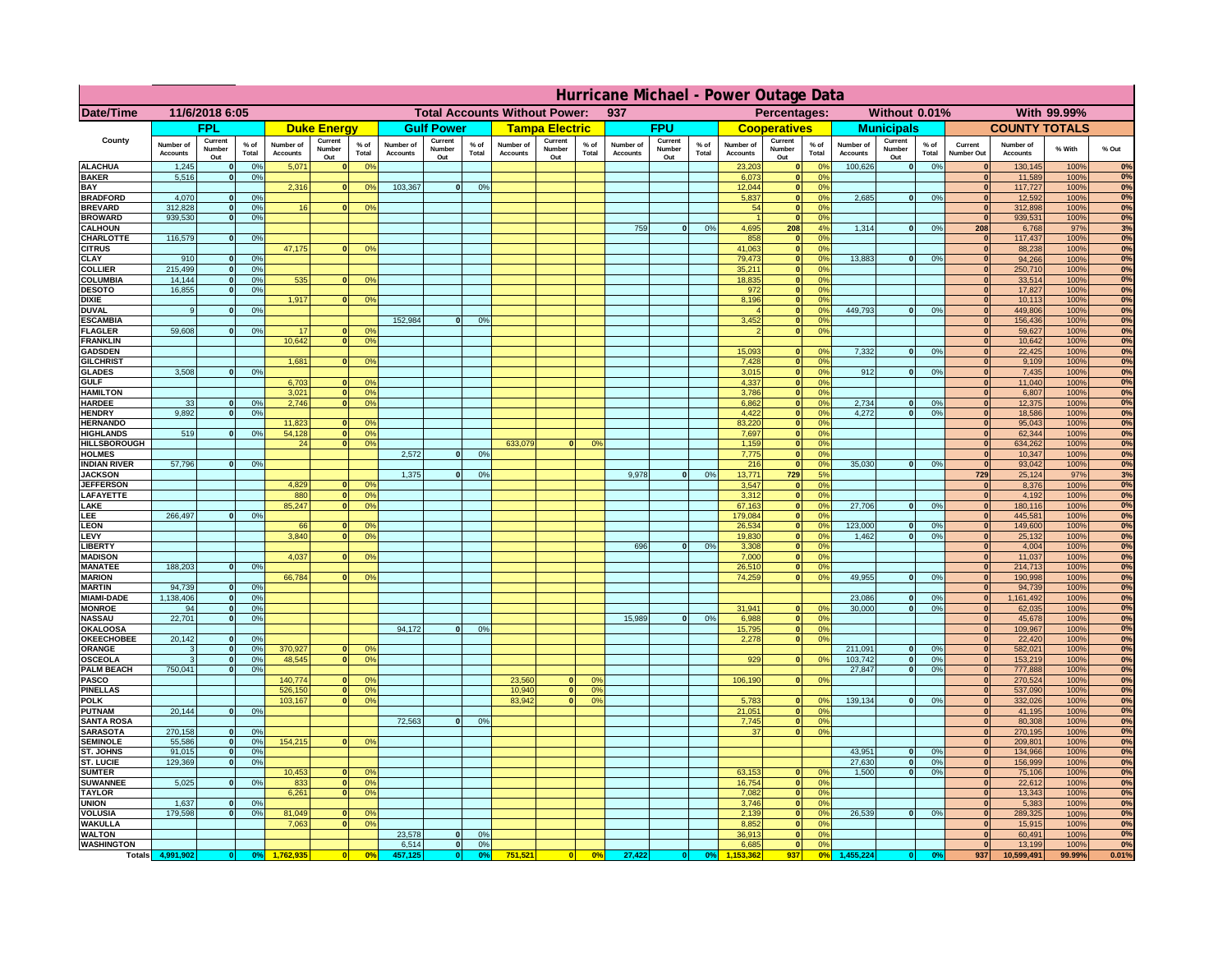# Hurricane Michael - Power Outage Data

| Date/Time | 11/6/2018 6:05 | | Total Accounts Without Power: | 937 | Percentages: | Without 0.01% | With 99.99% |
|---|---|---|---|---|---|---|---|

| County | FPL | | | Duke Energy | | | Gulf Power | | | Tampa Electric | | | FPU | | | Cooperatives | | | Municipals | | | COUNTY TOTALS | | | |
|---|---|---|---|---|---|---|---|---|---|---|---|---|---|---|---|---|---|---|---|---|---|---|---|---|---|
| | Number of Accounts | Current Number Out | % of Total | Number of Accounts | Current Number Out | % of Total | Number of Accounts | Current Number Out | % of Total | Number of Accounts | Current Number Out | % of Total | Number of Accounts | Current Number Out | % of Total | Number of Accounts | Current Number Out | % of Total | Number of Accounts | Current Number Out | % of Total | Current Number Out | Number of Accounts | % With | % Out |
| ALACHUA | 1,245 | 0 | 0% | 5,071 | 0 | 0% | | | | | | | | | | 23,203 | 0 | 0% | 100,626 | 0 | 0% | 0 | 130,145 | 100% | 0% |
| BAKER | 5,516 | 0 | 0% | | | | | | | | | | | | | 6,073 | 0 | 0% | | | | 0 | 11,589 | 100% | 0% |
| BAY | | | | 2,316 | 0 | 0% | 103,367 | 0 | 0% | | | | | | | 12,044 | 0 | 0% | | | | 0 | 117,727 | 100% | 0% |
| BRADFORD | 4,070 | 0 | 0% | | | | | | | | | | | | | 5,837 | 0 | 0% | 2,685 | 0 | 0% | 0 | 12,592 | 100% | 0% |
| BREVARD | 312,828 | 0 | 0% | 16 | 0 | 0% | | | | | | | | | | 54 | 0 | 0% | | | | 0 | 312,898 | 100% | 0% |
| BROWARD | 939,530 | 0 | 0% | | | | | | | | | | | | | 1 | 0 | 0% | | | | 0 | 939,531 | 100% | 0% |
| CALHOUN | | | | | | | | | | | | | 759 | 0 | 0% | 4,695 | 208 | 4% | 1,314 | 0 | 0% | 208 | 6,768 | 97% | 3% |
| CHARLOTTE | 116,579 | 0 | 0% | | | | | | | | | | | | | 858 | 0 | 0% | | | | 0 | 117,437 | 100% | 0% |
| CITRUS | | | | 47,175 | 0 | 0% | | | | | | | | | | 41,063 | 0 | 0% | | | | 0 | 88,238 | 100% | 0% |
| CLAY | 910 | 0 | 0% | | | | | | | | | | | | | 79,473 | 0 | 0% | 13,883 | 0 | 0% | 0 | 94,266 | 100% | 0% |
| COLLIER | 215,499 | 0 | 0% | | | | | | | | | | | | | 35,211 | 0 | 0% | | | | 0 | 250,710 | 100% | 0% |
| COLUMBIA | 14,144 | 0 | 0% | 535 | 0 | 0% | | | | | | | | | | 18,835 | 0 | 0% | | | | 0 | 33,514 | 100% | 0% |
| DESOTO | 16,855 | 0 | 0% | | | | | | | | | | | | | 972 | 0 | 0% | | | | 0 | 17,827 | 100% | 0% |
| DIXIE | | | | 1,917 | 0 | 0% | | | | | | | | | | 8,196 | 0 | 0% | | | | 0 | 10,113 | 100% | 0% |
| DUVAL | 9 | 0 | 0% | | | | | | | | | | | | | 4 | 0 | 0% | 449,793 | 0 | 0% | 0 | 449,806 | 100% | 0% |
| ESCAMBIA | | | | | | | 152,984 | 0 | 0% | | | | | | | 3,452 | 0 | 0% | | | | 0 | 156,436 | 100% | 0% |
| FLAGLER | 59,608 | 0 | 0% | 17 | 0 | 0% | | | | | | | | | | 2 | 0 | 0% | | | | 0 | 59,627 | 100% | 0% |
| FRANKLIN | | | | 10,642 | 0 | 0% | | | | | | | | | | | | | | | | 0 | 10,642 | 100% | 0% |
| GADSDEN | | | | | | | | | | | | | | | | 15,093 | 0 | 0% | 7,332 | 0 | 0% | 0 | 22,425 | 100% | 0% |
| GILCHRIST | | | | 1,681 | 0 | 0% | | | | | | | | | | 7,428 | 0 | 0% | | | | 0 | 9,109 | 100% | 0% |
| GLADES | 3,508 | 0 | 0% | | | | | | | | | | | | | 3,015 | 0 | 0% | 912 | 0 | 0% | 0 | 7,435 | 100% | 0% |
| GULF | | | | 6,703 | 0 | 0% | | | | | | | | | | 4,337 | 0 | 0% | | | | 0 | 11,040 | 100% | 0% |
| HAMILTON | | | | 3,021 | 0 | 0% | | | | | | | | | | 3,786 | 0 | 0% | | | | 0 | 6,807 | 100% | 0% |
| HARDEE | 33 | 0 | 0% | 2,746 | 0 | 0% | | | | | | | | | | 6,862 | 0 | 0% | 2,734 | 0 | 0% | 0 | 12,375 | 100% | 0% |
| HENDRY | 9,892 | 0 | 0% | | | | | | | | | | | | | 4,422 | 0 | 0% | 4,272 | 0 | 0% | 0 | 18,586 | 100% | 0% |
| HERNANDO | | | | 11,823 | 0 | 0% | | | | | | | | | | 83,220 | 0 | 0% | | | | 0 | 95,043 | 100% | 0% |
| HIGHLANDS | 519 | 0 | 0% | 54,128 | 0 | 0% | | | | | | | | | | 7,697 | 0 | 0% | | | | 0 | 62,344 | 100% | 0% |
| HILLSBOROUGH | | | | 24 | 0 | 0% | | | | 633,079 | 0 | 0% | | | | 1,159 | 0 | 0% | | | | 0 | 634,262 | 100% | 0% |
| HOLMES | | | | | | | 2,572 | 0 | 0% | | | | | | | 7,775 | 0 | 0% | | | | 0 | 10,347 | 100% | 0% |
| INDIAN RIVER | 57,796 | 0 | 0% | | | | | | | | | | | | | 216 | 0 | 0% | 35,030 | 0 | 0% | 0 | 93,042 | 100% | 0% |
| JACKSON | | | | | | | 1,375 | 0 | 0% | | | | 9,978 | 0 | 0% | 13,771 | 729 | 5% | | | | 729 | 25,124 | 97% | 3% |
| JEFFERSON | | | | 4,829 | 0 | 0% | | | | | | | | | | 3,547 | 0 | 0% | | | | 0 | 8,376 | 100% | 0% |
| LAFAYETTE | | | | 880 | 0 | 0% | | | | | | | | | | 3,312 | 0 | 0% | | | | 0 | 4,192 | 100% | 0% |
| LAKE | | | | 85,247 | 0 | 0% | | | | | | | | | | 67,163 | 0 | 0% | 27,706 | 0 | 0% | 0 | 180,116 | 100% | 0% |
| LEE | 266,497 | 0 | 0% | | | | | | | | | | | | | 179,084 | 0 | 0% | | | | 0 | 445,581 | 100% | 0% |
| LEON | | | | 66 | 0 | 0% | | | | | | | | | | 26,534 | 0 | 0% | 123,000 | 0 | 0% | 0 | 149,600 | 100% | 0% |
| LEVY | | | | 3,840 | 0 | 0% | | | | | | | | | | 19,830 | 0 | 0% | 1,462 | 0 | 0% | 0 | 25,132 | 100% | 0% |
| LIBERTY | | | | | | | | | | | | | 696 | 0 | 0% | 3,308 | 0 | 0% | | | | 0 | 4,004 | 100% | 0% |
| MADISON | | | | 4,037 | 0 | 0% | | | | | | | | | | 7,000 | 0 | 0% | | | | 0 | 11,037 | 100% | 0% |
| MANATEE | 188,203 | 0 | 0% | | | | | | | | | | | | | 26,510 | 0 | 0% | | | | 0 | 214,713 | 100% | 0% |
| MARION | | | | 66,784 | 0 | 0% | | | | | | | | | | 74,259 | 0 | 0% | 49,955 | 0 | 0% | 0 | 190,998 | 100% | 0% |
| MARTIN | 94,739 | 0 | 0% | | | | | | | | | | | | | | | | | | | 0 | 94,739 | 100% | 0% |
| MIAMI-DADE | 1,138,406 | 0 | 0% | | | | | | | | | | | | | | | | 23,086 | 0 | 0% | 0 | 1,161,492 | 100% | 0% |
| MONROE | 94 | 0 | 0% | | | | | | | | | | | | | 31,941 | 0 | 0% | 30,000 | 0 | 0% | 0 | 62,035 | 100% | 0% |
| NASSAU | 22,701 | 0 | 0% | | | | | | | | | | 15,989 | 0 | 0% | 6,988 | 0 | 0% | | | | 0 | 45,678 | 100% | 0% |
| OKALOOSA | | | | | | | 94,172 | 0 | 0% | | | | | | | 15,795 | 0 | 0% | | | | 0 | 109,967 | 100% | 0% |
| OKEECHOBEE | 20,142 | 0 | 0% | | | | | | | | | | | | | 2,278 | 0 | 0% | | | | 0 | 22,420 | 100% | 0% |
| ORANGE | 3 | 0 | 0% | 370,927 | 0 | 0% | | | | | | | | | | | | | 211,091 | 0 | 0% | 0 | 582,021 | 100% | 0% |
| OSCEOLA | 3 | 0 | 0% | 48,545 | 0 | 0% | | | | | | | | | | 929 | 0 | 0% | 103,742 | 0 | 0% | 0 | 153,219 | 100% | 0% |
| PALM BEACH | 750,041 | 0 | 0% | | | | | | | | | | | | | | | | 27,847 | 0 | 0% | 0 | 777,888 | 100% | 0% |
| PASCO | | | | 140,774 | 0 | 0% | | | | 23,560 | 0 | 0% | | | | 106,190 | 0 | 0% | | | | 0 | 270,524 | 100% | 0% |
| PINELLAS | | | | 526,150 | 0 | 0% | | | | 10,940 | 0 | 0% | | | | | | | | | | 0 | 537,090 | 100% | 0% |
| POLK | | | | 103,167 | 0 | 0% | | | | 83,942 | 0 | 0% | | | | 5,783 | 0 | 0% | 139,134 | 0 | 0% | 0 | 332,026 | 100% | 0% |
| PUTNAM | 20,144 | 0 | 0% | | | | | | | | | | | | | 21,051 | 0 | 0% | | | | 0 | 41,195 | 100% | 0% |
| SANTA ROSA | | | | | | | 72,563 | 0 | 0% | | | | | | | 7,745 | 0 | 0% | | | | 0 | 80,308 | 100% | 0% |
| SARASOTA | 270,158 | 0 | 0% | | | | | | | | | | | | | 37 | 0 | 0% | | | | 0 | 270,195 | 100% | 0% |
| SEMINOLE | 55,586 | 0 | 0% | 154,215 | 0 | 0% | | | | | | | | | | | | | | | | 0 | 209,801 | 100% | 0% |
| ST. JOHNS | 91,015 | 0 | 0% | | | | | | | | | | | | | | | | 43,951 | 0 | 0% | 0 | 134,966 | 100% | 0% |
| ST. LUCIE | 129,369 | 0 | 0% | | | | | | | | | | | | | | | | 27,630 | 0 | 0% | 0 | 156,999 | 100% | 0% |
| SUMTER | | | | 10,453 | 0 | 0% | | | | | | | | | | 63,153 | 0 | 0% | 1,500 | 0 | 0% | 0 | 75,106 | 100% | 0% |
| SUWANNEE | 5,025 | 0 | 0% | 833 | 0 | 0% | | | | | | | | | | 16,754 | 0 | 0% | | | | 0 | 22,612 | 100% | 0% |
| TAYLOR | | | | 6,261 | 0 | 0% | | | | | | | | | | 7,082 | 0 | 0% | | | | 0 | 13,343 | 100% | 0% |
| UNION | 1,637 | 0 | 0% | | | | | | | | | | | | | 3,746 | 0 | 0% | | | | 0 | 5,383 | 100% | 0% |
| VOLUSIA | 179,598 | 0 | 0% | 81,049 | 0 | 0% | | | | | | | | | | 2,139 | 0 | 0% | 26,539 | 0 | 0% | 0 | 289,325 | 100% | 0% |
| WAKULLA | | | | 7,063 | 0 | 0% | | | | | | | | | | 8,852 | 0 | 0% | | | | 0 | 15,915 | 100% | 0% |
| WALTON | | | | | | | 23,578 | 0 | 0% | | | | | | | 36,913 | 0 | 0% | | | | 0 | 60,491 | 100% | 0% |
| WASHINGTON | | | | | | | 6,514 | 0 | 0% | | | | | | | 6,685 | 0 | 0% | | | | 0 | 13,199 | 100% | 0% |
| Totals | 4,991,902 | 0 | 0% | 1,762,935 | 0 | 0% | 457,125 | 0 | 0% | 751,521 | 0 | 0% | 27,422 | 0 | 0% | 1,153,362 | 937 | 0% | 1,455,224 | 0 | 0% | 937 | 10,599,491 | 99.99% | 0.01% |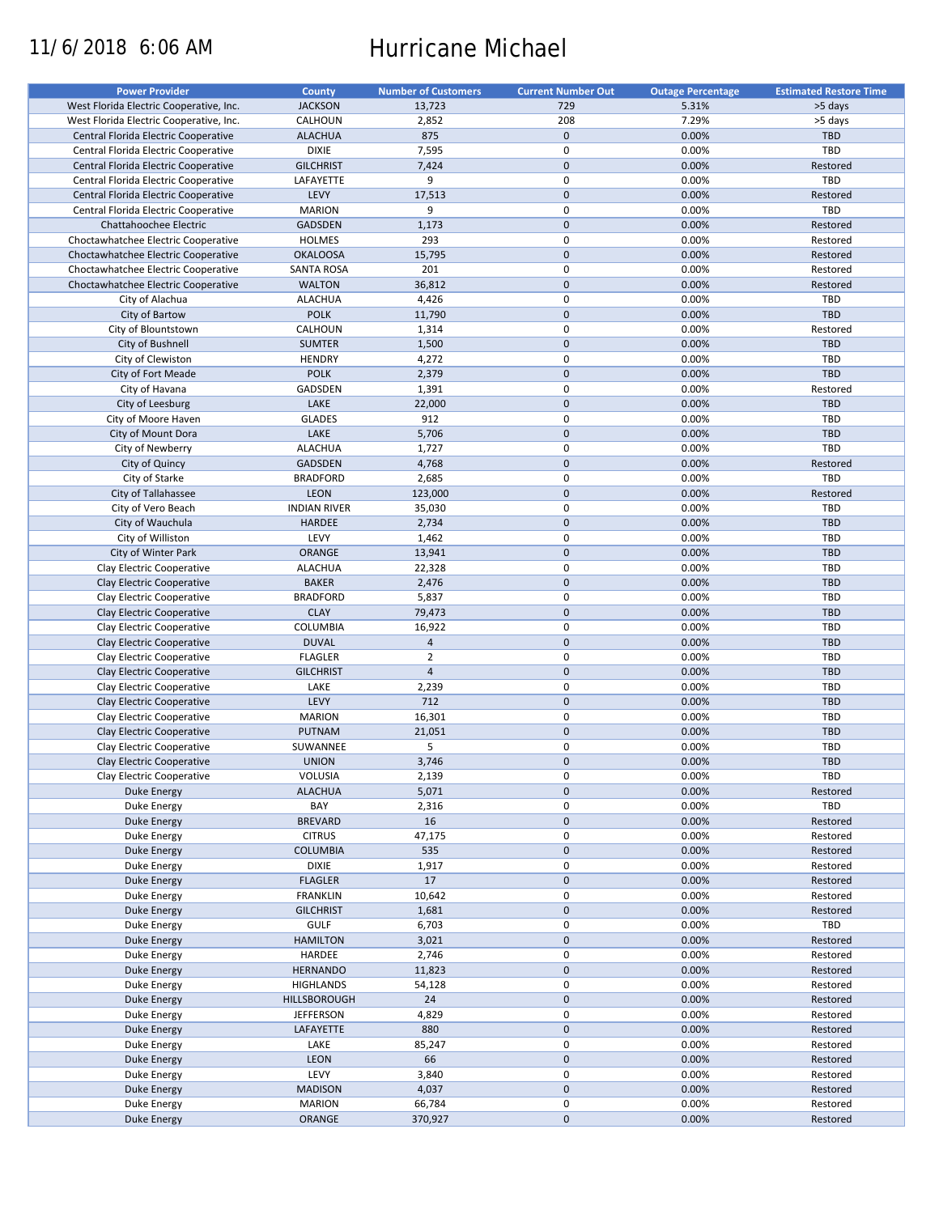11/6/2018 6:06 AM

# Hurricane Michael

| Power Provider | County | Number of Customers | Current Number Out | Outage Percentage | Estimated Restore Time |
|---|---|---|---|---|---|
| West Florida Electric Cooperative, Inc. | JACKSON | 13,723 | 729 | 5.31% | >5 days |
| West Florida Electric Cooperative, Inc. | CALHOUN | 2,852 | 208 | 7.29% | >5 days |
| Central Florida Electric Cooperative | ALACHUA | 875 | 0 | 0.00% | TBD |
| Central Florida Electric Cooperative | DIXIE | 7,595 | 0 | 0.00% | TBD |
| Central Florida Electric Cooperative | GILCHRIST | 7,424 | 0 | 0.00% | Restored |
| Central Florida Electric Cooperative | LAFAYETTE | 9 | 0 | 0.00% | TBD |
| Central Florida Electric Cooperative | LEVY | 17,513 | 0 | 0.00% | Restored |
| Central Florida Electric Cooperative | MARION | 9 | 0 | 0.00% | TBD |
| Chattahoochee Electric | GADSDEN | 1,173 | 0 | 0.00% | Restored |
| Choctawhatchee Electric Cooperative | HOLMES | 293 | 0 | 0.00% | Restored |
| Choctawhatchee Electric Cooperative | OKALOOSA | 15,795 | 0 | 0.00% | Restored |
| Choctawhatchee Electric Cooperative | SANTA ROSA | 201 | 0 | 0.00% | Restored |
| Choctawhatchee Electric Cooperative | WALTON | 36,812 | 0 | 0.00% | Restored |
| City of Alachua | ALACHUA | 4,426 | 0 | 0.00% | TBD |
| City of Bartow | POLK | 11,790 | 0 | 0.00% | TBD |
| City of Blountstown | CALHOUN | 1,314 | 0 | 0.00% | Restored |
| City of Bushnell | SUMTER | 1,500 | 0 | 0.00% | TBD |
| City of Clewiston | HENDRY | 4,272 | 0 | 0.00% | TBD |
| City of Fort Meade | POLK | 2,379 | 0 | 0.00% | TBD |
| City of Havana | GADSDEN | 1,391 | 0 | 0.00% | Restored |
| City of Leesburg | LAKE | 22,000 | 0 | 0.00% | TBD |
| City of Moore Haven | GLADES | 912 | 0 | 0.00% | TBD |
| City of Mount Dora | LAKE | 5,706 | 0 | 0.00% | TBD |
| City of Newberry | ALACHUA | 1,727 | 0 | 0.00% | TBD |
| City of Quincy | GADSDEN | 4,768 | 0 | 0.00% | Restored |
| City of Starke | BRADFORD | 2,685 | 0 | 0.00% | TBD |
| City of Tallahassee | LEON | 123,000 | 0 | 0.00% | Restored |
| City of Vero Beach | INDIAN RIVER | 35,030 | 0 | 0.00% | TBD |
| City of Wauchula | HARDEE | 2,734 | 0 | 0.00% | TBD |
| City of Williston | LEVY | 1,462 | 0 | 0.00% | TBD |
| City of Winter Park | ORANGE | 13,941 | 0 | 0.00% | TBD |
| Clay Electric Cooperative | ALACHUA | 22,328 | 0 | 0.00% | TBD |
| Clay Electric Cooperative | BAKER | 2,476 | 0 | 0.00% | TBD |
| Clay Electric Cooperative | BRADFORD | 5,837 | 0 | 0.00% | TBD |
| Clay Electric Cooperative | CLAY | 79,473 | 0 | 0.00% | TBD |
| Clay Electric Cooperative | COLUMBIA | 16,922 | 0 | 0.00% | TBD |
| Clay Electric Cooperative | DUVAL | 4 | 0 | 0.00% | TBD |
| Clay Electric Cooperative | FLAGLER | 2 | 0 | 0.00% | TBD |
| Clay Electric Cooperative | GILCHRIST | 4 | 0 | 0.00% | TBD |
| Clay Electric Cooperative | LAKE | 2,239 | 0 | 0.00% | TBD |
| Clay Electric Cooperative | LEVY | 712 | 0 | 0.00% | TBD |
| Clay Electric Cooperative | MARION | 16,301 | 0 | 0.00% | TBD |
| Clay Electric Cooperative | PUTNAM | 21,051 | 0 | 0.00% | TBD |
| Clay Electric Cooperative | SUWANNEE | 5 | 0 | 0.00% | TBD |
| Clay Electric Cooperative | UNION | 3,746 | 0 | 0.00% | TBD |
| Clay Electric Cooperative | VOLUSIA | 2,139 | 0 | 0.00% | TBD |
| Duke Energy | ALACHUA | 5,071 | 0 | 0.00% | Restored |
| Duke Energy | BAY | 2,316 | 0 | 0.00% | TBD |
| Duke Energy | BREVARD | 16 | 0 | 0.00% | Restored |
| Duke Energy | CITRUS | 47,175 | 0 | 0.00% | Restored |
| Duke Energy | COLUMBIA | 535 | 0 | 0.00% | Restored |
| Duke Energy | DIXIE | 1,917 | 0 | 0.00% | Restored |
| Duke Energy | FLAGLER | 17 | 0 | 0.00% | Restored |
| Duke Energy | FRANKLIN | 10,642 | 0 | 0.00% | Restored |
| Duke Energy | GILCHRIST | 1,681 | 0 | 0.00% | Restored |
| Duke Energy | GULF | 6,703 | 0 | 0.00% | TBD |
| Duke Energy | HAMILTON | 3,021 | 0 | 0.00% | Restored |
| Duke Energy | HARDEE | 2,746 | 0 | 0.00% | Restored |
| Duke Energy | HERNANDO | 11,823 | 0 | 0.00% | Restored |
| Duke Energy | HIGHLANDS | 54,128 | 0 | 0.00% | Restored |
| Duke Energy | HILLSBOROUGH | 24 | 0 | 0.00% | Restored |
| Duke Energy | JEFFERSON | 4,829 | 0 | 0.00% | Restored |
| Duke Energy | LAFAYETTE | 880 | 0 | 0.00% | Restored |
| Duke Energy | LAKE | 85,247 | 0 | 0.00% | Restored |
| Duke Energy | LEON | 66 | 0 | 0.00% | Restored |
| Duke Energy | LEVY | 3,840 | 0 | 0.00% | Restored |
| Duke Energy | MADISON | 4,037 | 0 | 0.00% | Restored |
| Duke Energy | MARION | 66,784 | 0 | 0.00% | Restored |
| Duke Energy | ORANGE | 370,927 | 0 | 0.00% | Restored |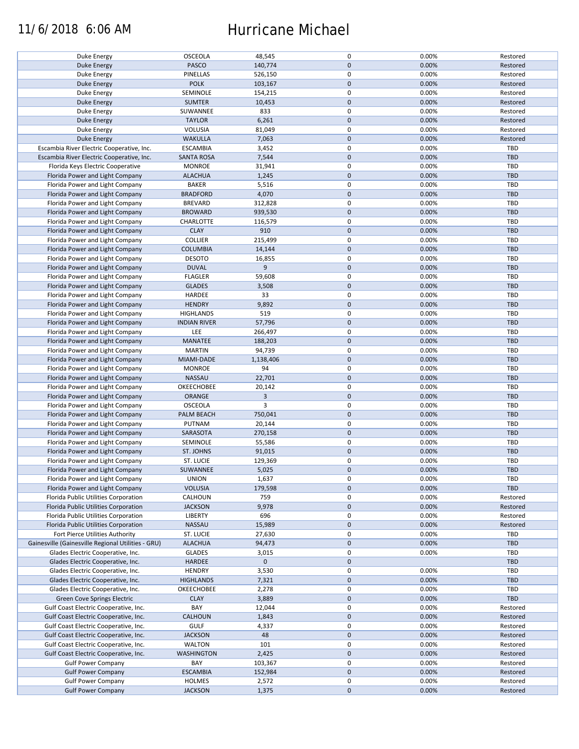11/6/2018 6:06 AM Hurricane Michael

| | | | | | |
|---|---|---|---|---|---|
| Duke Energy | OSCEOLA | 48,545 | 0 | 0.00% | Restored |
| Duke Energy | PASCO | 140,774 | 0 | 0.00% | Restored |
| Duke Energy | PINELLAS | 526,150 | 0 | 0.00% | Restored |
| Duke Energy | POLK | 103,167 | 0 | 0.00% | Restored |
| Duke Energy | SEMINOLE | 154,215 | 0 | 0.00% | Restored |
| Duke Energy | SUMTER | 10,453 | 0 | 0.00% | Restored |
| Duke Energy | SUWANNEE | 833 | 0 | 0.00% | Restored |
| Duke Energy | TAYLOR | 6,261 | 0 | 0.00% | Restored |
| Duke Energy | VOLUSIA | 81,049 | 0 | 0.00% | Restored |
| Duke Energy | WAKULLA | 7,063 | 0 | 0.00% | Restored |
| Escambia River Electric Cooperative, Inc. | ESCAMBIA | 3,452 | 0 | 0.00% | TBD |
| Escambia River Electric Cooperative, Inc. | SANTA ROSA | 7,544 | 0 | 0.00% | TBD |
| Florida Keys Electric Cooperative | MONROE | 31,941 | 0 | 0.00% | TBD |
| Florida Power and Light Company | ALACHUA | 1,245 | 0 | 0.00% | TBD |
| Florida Power and Light Company | BAKER | 5,516 | 0 | 0.00% | TBD |
| Florida Power and Light Company | BRADFORD | 4,070 | 0 | 0.00% | TBD |
| Florida Power and Light Company | BREVARD | 312,828 | 0 | 0.00% | TBD |
| Florida Power and Light Company | BROWARD | 939,530 | 0 | 0.00% | TBD |
| Florida Power and Light Company | CHARLOTTE | 116,579 | 0 | 0.00% | TBD |
| Florida Power and Light Company | CLAY | 910 | 0 | 0.00% | TBD |
| Florida Power and Light Company | COLLIER | 215,499 | 0 | 0.00% | TBD |
| Florida Power and Light Company | COLUMBIA | 14,144 | 0 | 0.00% | TBD |
| Florida Power and Light Company | DESOTO | 16,855 | 0 | 0.00% | TBD |
| Florida Power and Light Company | DUVAL | 9 | 0 | 0.00% | TBD |
| Florida Power and Light Company | FLAGLER | 59,608 | 0 | 0.00% | TBD |
| Florida Power and Light Company | GLADES | 3,508 | 0 | 0.00% | TBD |
| Florida Power and Light Company | HARDEE | 33 | 0 | 0.00% | TBD |
| Florida Power and Light Company | HENDRY | 9,892 | 0 | 0.00% | TBD |
| Florida Power and Light Company | HIGHLANDS | 519 | 0 | 0.00% | TBD |
| Florida Power and Light Company | INDIAN RIVER | 57,796 | 0 | 0.00% | TBD |
| Florida Power and Light Company | LEE | 266,497 | 0 | 0.00% | TBD |
| Florida Power and Light Company | MANATEE | 188,203 | 0 | 0.00% | TBD |
| Florida Power and Light Company | MARTIN | 94,739 | 0 | 0.00% | TBD |
| Florida Power and Light Company | MIAMI-DADE | 1,138,406 | 0 | 0.00% | TBD |
| Florida Power and Light Company | MONROE | 94 | 0 | 0.00% | TBD |
| Florida Power and Light Company | NASSAU | 22,701 | 0 | 0.00% | TBD |
| Florida Power and Light Company | OKEECHOBEE | 20,142 | 0 | 0.00% | TBD |
| Florida Power and Light Company | ORANGE | 3 | 0 | 0.00% | TBD |
| Florida Power and Light Company | OSCEOLA | 3 | 0 | 0.00% | TBD |
| Florida Power and Light Company | PALM BEACH | 750,041 | 0 | 0.00% | TBD |
| Florida Power and Light Company | PUTNAM | 20,144 | 0 | 0.00% | TBD |
| Florida Power and Light Company | SARASOTA | 270,158 | 0 | 0.00% | TBD |
| Florida Power and Light Company | SEMINOLE | 55,586 | 0 | 0.00% | TBD |
| Florida Power and Light Company | ST. JOHNS | 91,015 | 0 | 0.00% | TBD |
| Florida Power and Light Company | ST. LUCIE | 129,369 | 0 | 0.00% | TBD |
| Florida Power and Light Company | SUWANNEE | 5,025 | 0 | 0.00% | TBD |
| Florida Power and Light Company | UNION | 1,637 | 0 | 0.00% | TBD |
| Florida Power and Light Company | VOLUSIA | 179,598 | 0 | 0.00% | TBD |
| Florida Public Utilities Corporation | CALHOUN | 759 | 0 | 0.00% | Restored |
| Florida Public Utilities Corporation | JACKSON | 9,978 | 0 | 0.00% | Restored |
| Florida Public Utilities Corporation | LIBERTY | 696 | 0 | 0.00% | Restored |
| Florida Public Utilities Corporation | NASSAU | 15,989 | 0 | 0.00% | Restored |
| Fort Pierce Utilities Authority | ST. LUCIE | 27,630 | 0 | 0.00% | TBD |
| Gainesville (Gainesville Regional Utilities - GRU) | ALACHUA | 94,473 | 0 | 0.00% | TBD |
| Glades Electric Cooperative, Inc. | GLADES | 3,015 | 0 | 0.00% | TBD |
| Glades Electric Cooperative, Inc. | HARDEE | 0 | 0 | | TBD |
| Glades Electric Cooperative, Inc. | HENDRY | 3,530 | 0 | 0.00% | TBD |
| Glades Electric Cooperative, Inc. | HIGHLANDS | 7,321 | 0 | 0.00% | TBD |
| Glades Electric Cooperative, Inc. | OKEECHOBEE | 2,278 | 0 | 0.00% | TBD |
| Green Cove Springs Electric | CLAY | 3,889 | 0 | 0.00% | TBD |
| Gulf Coast Electric Cooperative, Inc. | BAY | 12,044 | 0 | 0.00% | Restored |
| Gulf Coast Electric Cooperative, Inc. | CALHOUN | 1,843 | 0 | 0.00% | Restored |
| Gulf Coast Electric Cooperative, Inc. | GULF | 4,337 | 0 | 0.00% | Restored |
| Gulf Coast Electric Cooperative, Inc. | JACKSON | 48 | 0 | 0.00% | Restored |
| Gulf Coast Electric Cooperative, Inc. | WALTON | 101 | 0 | 0.00% | Restored |
| Gulf Coast Electric Cooperative, Inc. | WASHINGTON | 2,425 | 0 | 0.00% | Restored |
| Gulf Power Company | BAY | 103,367 | 0 | 0.00% | Restored |
| Gulf Power Company | ESCAMBIA | 152,984 | 0 | 0.00% | Restored |
| Gulf Power Company | HOLMES | 2,572 | 0 | 0.00% | Restored |
| Gulf Power Company | JACKSON | 1,375 | 0 | 0.00% | Restored |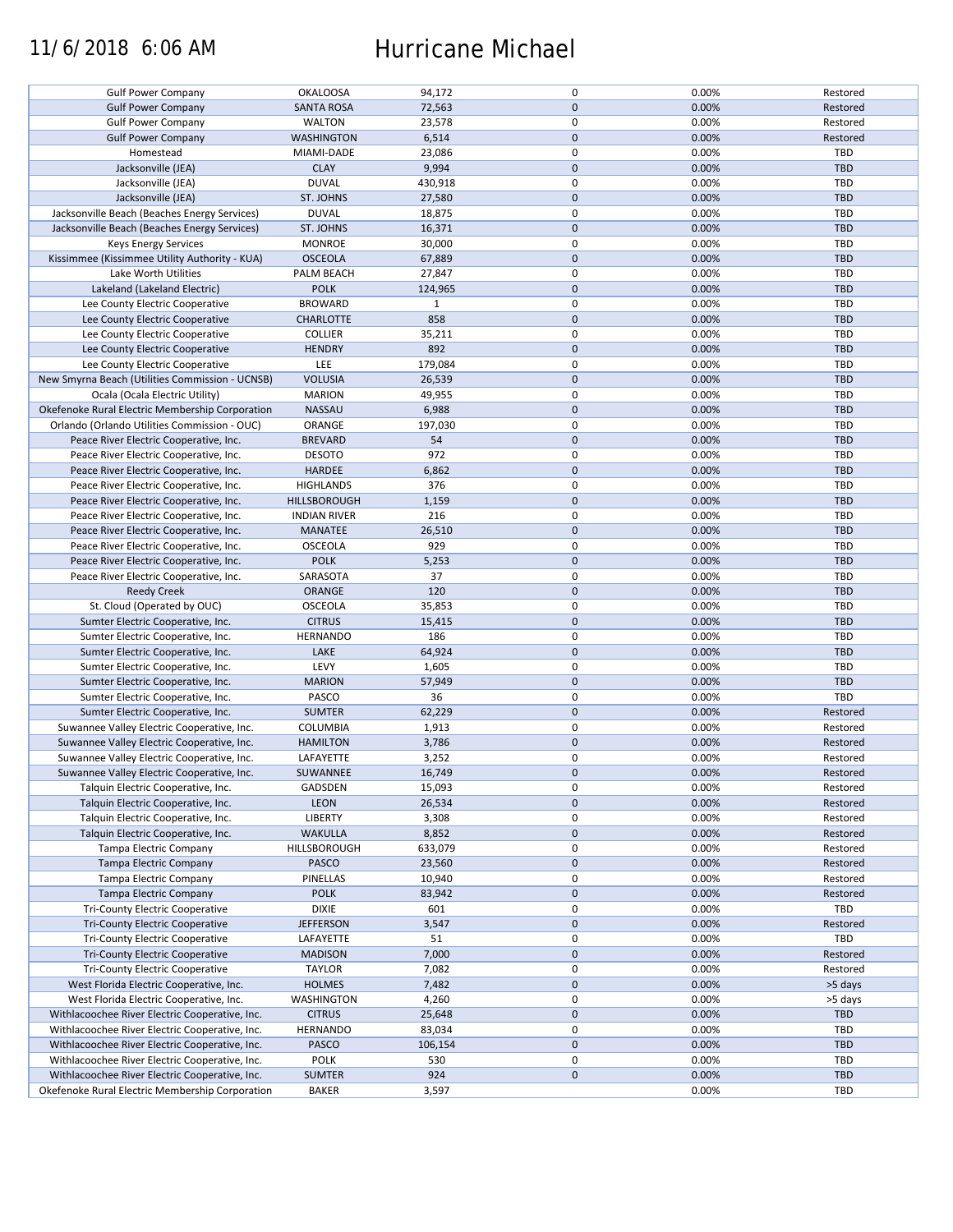# 11/6/2018 6:06 AM Hurricane Michael

| | | | | | |
|---|---|---|---|---|---|
| Gulf Power Company | OKALOOSA | 94,172 | 0 | 0.00% | Restored |
| Gulf Power Company | SANTA ROSA | 72,563 | 0 | 0.00% | Restored |
| Gulf Power Company | WALTON | 23,578 | 0 | 0.00% | Restored |
| Gulf Power Company | WASHINGTON | 6,514 | 0 | 0.00% | Restored |
| Homestead | MIAMI-DADE | 23,086 | 0 | 0.00% | TBD |
| Jacksonville (JEA) | CLAY | 9,994 | 0 | 0.00% | TBD |
| Jacksonville (JEA) | DUVAL | 430,918 | 0 | 0.00% | TBD |
| Jacksonville (JEA) | ST. JOHNS | 27,580 | 0 | 0.00% | TBD |
| Jacksonville Beach (Beaches Energy Services) | DUVAL | 18,875 | 0 | 0.00% | TBD |
| Jacksonville Beach (Beaches Energy Services) | ST. JOHNS | 16,371 | 0 | 0.00% | TBD |
| Keys Energy Services | MONROE | 30,000 | 0 | 0.00% | TBD |
| Kissimmee (Kissimmee Utility Authority - KUA) | OSCEOLA | 67,889 | 0 | 0.00% | TBD |
| Lake Worth Utilities | PALM BEACH | 27,847 | 0 | 0.00% | TBD |
| Lakeland (Lakeland Electric) | POLK | 124,965 | 0 | 0.00% | TBD |
| Lee County Electric Cooperative | BROWARD | 1 | 0 | 0.00% | TBD |
| Lee County Electric Cooperative | CHARLOTTE | 858 | 0 | 0.00% | TBD |
| Lee County Electric Cooperative | COLLIER | 35,211 | 0 | 0.00% | TBD |
| Lee County Electric Cooperative | HENDRY | 892 | 0 | 0.00% | TBD |
| Lee County Electric Cooperative | LEE | 179,084 | 0 | 0.00% | TBD |
| New Smyrna Beach (Utilities Commission - UCNSB) | VOLUSIA | 26,539 | 0 | 0.00% | TBD |
| Ocala (Ocala Electric Utility) | MARION | 49,955 | 0 | 0.00% | TBD |
| Okefenoke Rural Electric Membership Corporation | NASSAU | 6,988 | 0 | 0.00% | TBD |
| Orlando (Orlando Utilities Commission - OUC) | ORANGE | 197,030 | 0 | 0.00% | TBD |
| Peace River Electric Cooperative, Inc. | BREVARD | 54 | 0 | 0.00% | TBD |
| Peace River Electric Cooperative, Inc. | DESOTO | 972 | 0 | 0.00% | TBD |
| Peace River Electric Cooperative, Inc. | HARDEE | 6,862 | 0 | 0.00% | TBD |
| Peace River Electric Cooperative, Inc. | HIGHLANDS | 376 | 0 | 0.00% | TBD |
| Peace River Electric Cooperative, Inc. | HILLSBOROUGH | 1,159 | 0 | 0.00% | TBD |
| Peace River Electric Cooperative, Inc. | INDIAN RIVER | 216 | 0 | 0.00% | TBD |
| Peace River Electric Cooperative, Inc. | MANATEE | 26,510 | 0 | 0.00% | TBD |
| Peace River Electric Cooperative, Inc. | OSCEOLA | 929 | 0 | 0.00% | TBD |
| Peace River Electric Cooperative, Inc. | POLK | 5,253 | 0 | 0.00% | TBD |
| Peace River Electric Cooperative, Inc. | SARASOTA | 37 | 0 | 0.00% | TBD |
| Reedy Creek | ORANGE | 120 | 0 | 0.00% | TBD |
| St. Cloud (Operated by OUC) | OSCEOLA | 35,853 | 0 | 0.00% | TBD |
| Sumter Electric Cooperative, Inc. | CITRUS | 15,415 | 0 | 0.00% | TBD |
| Sumter Electric Cooperative, Inc. | HERNANDO | 186 | 0 | 0.00% | TBD |
| Sumter Electric Cooperative, Inc. | LAKE | 64,924 | 0 | 0.00% | TBD |
| Sumter Electric Cooperative, Inc. | LEVY | 1,605 | 0 | 0.00% | TBD |
| Sumter Electric Cooperative, Inc. | MARION | 57,949 | 0 | 0.00% | TBD |
| Sumter Electric Cooperative, Inc. | PASCO | 36 | 0 | 0.00% | TBD |
| Sumter Electric Cooperative, Inc. | SUMTER | 62,229 | 0 | 0.00% | Restored |
| Suwannee Valley Electric Cooperative, Inc. | COLUMBIA | 1,913 | 0 | 0.00% | Restored |
| Suwannee Valley Electric Cooperative, Inc. | HAMILTON | 3,786 | 0 | 0.00% | Restored |
| Suwannee Valley Electric Cooperative, Inc. | LAFAYETTE | 3,252 | 0 | 0.00% | Restored |
| Suwannee Valley Electric Cooperative, Inc. | SUWANNEE | 16,749 | 0 | 0.00% | Restored |
| Talquin Electric Cooperative, Inc. | GADSDEN | 15,093 | 0 | 0.00% | Restored |
| Talquin Electric Cooperative, Inc. | LEON | 26,534 | 0 | 0.00% | Restored |
| Talquin Electric Cooperative, Inc. | LIBERTY | 3,308 | 0 | 0.00% | Restored |
| Talquin Electric Cooperative, Inc. | WAKULLA | 8,852 | 0 | 0.00% | Restored |
| Tampa Electric Company | HILLSBOROUGH | 633,079 | 0 | 0.00% | Restored |
| Tampa Electric Company | PASCO | 23,560 | 0 | 0.00% | Restored |
| Tampa Electric Company | PINELLAS | 10,940 | 0 | 0.00% | Restored |
| Tampa Electric Company | POLK | 83,942 | 0 | 0.00% | Restored |
| Tri-County Electric Cooperative | DIXIE | 601 | 0 | 0.00% | TBD |
| Tri-County Electric Cooperative | JEFFERSON | 3,547 | 0 | 0.00% | Restored |
| Tri-County Electric Cooperative | LAFAYETTE | 51 | 0 | 0.00% | TBD |
| Tri-County Electric Cooperative | MADISON | 7,000 | 0 | 0.00% | Restored |
| Tri-County Electric Cooperative | TAYLOR | 7,082 | 0 | 0.00% | Restored |
| West Florida Electric Cooperative, Inc. | HOLMES | 7,482 | 0 | 0.00% | >5 days |
| West Florida Electric Cooperative, Inc. | WASHINGTON | 4,260 | 0 | 0.00% | >5 days |
| Withlacoochee River Electric Cooperative, Inc. | CITRUS | 25,648 | 0 | 0.00% | TBD |
| Withlacoochee River Electric Cooperative, Inc. | HERNANDO | 83,034 | 0 | 0.00% | TBD |
| Withlacoochee River Electric Cooperative, Inc. | PASCO | 106,154 | 0 | 0.00% | TBD |
| Withlacoochee River Electric Cooperative, Inc. | POLK | 530 | 0 | 0.00% | TBD |
| Withlacoochee River Electric Cooperative, Inc. | SUMTER | 924 | 0 | 0.00% | TBD |
| Okefenoke Rural Electric Membership Corporation | BAKER | 3,597 | | 0.00% | TBD |